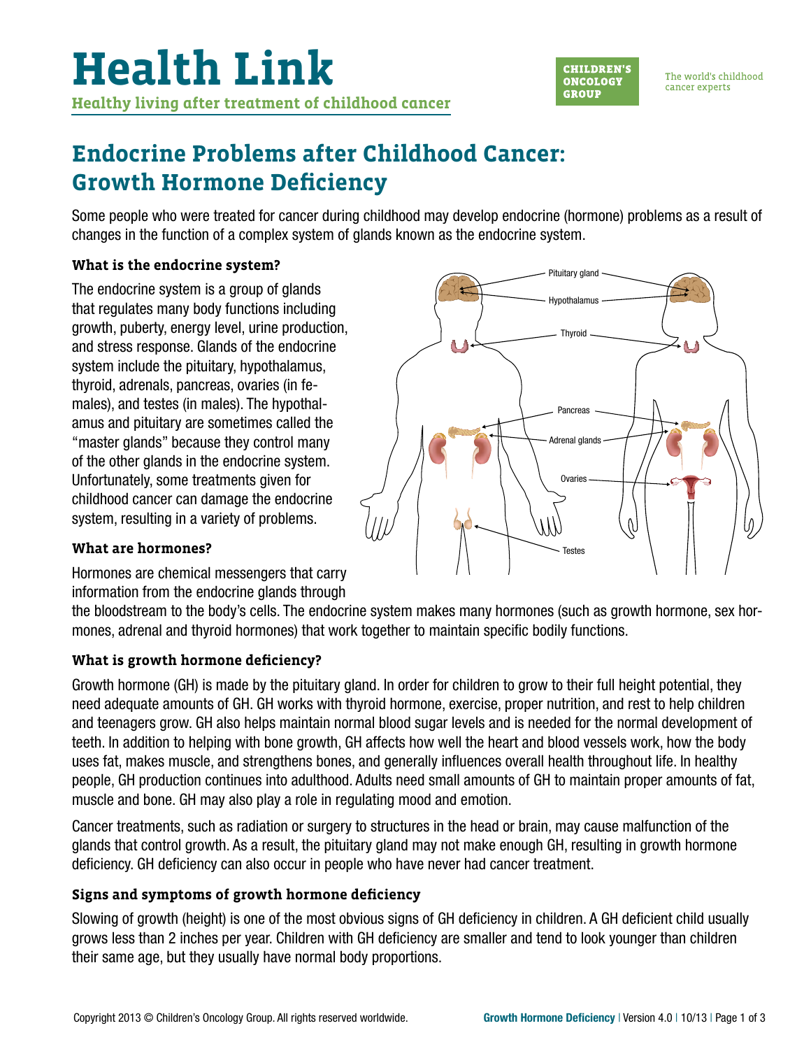# Health Link

**Healthy living after treatment of childhood cancer**

CHILDREN'S ONCOLOGY GROUP

The world's childhood cancer experts

## Endocrine Problems after Childhood Cancer: Growth Hormone Deficiency

Some people who were treated for cancer during childhood may develop endocrine (hormone) problems as a result of changes in the function of a complex system of glands known as the endocrine system.

### What is the endocrine system?

The endocrine system is a group of glands that regulates many body functions including growth, puberty, energy level, urine production, and stress response. Glands of the endocrine system include the pituitary, hypothalamus, thyroid, adrenals, pancreas, ovaries (in females), and testes (in males). The hypothalamus and pituitary are sometimes called the "master glands" because they control many of the other glands in the endocrine system. Unfortunately, some treatments given for childhood cancer can damage the endocrine system, resulting in a variety of problems.

Pituitary gland
Hypothalamus
Thyroid
Pancreas
Adrenal glands
Ovaries
Testes

### What are hormones?

Hormones are chemical messengers that carry information from the endocrine glands through the bloodstream to the body's cells. The endocrine system makes many hormones (such as growth hormone, sex hormones, adrenal and thyroid hormones) that work together to maintain specific bodily functions.

### What is growth hormone deficiency?

Growth hormone (GH) is made by the pituitary gland. In order for children to grow to their full height potential, they need adequate amounts of GH. GH works with thyroid hormone, exercise, proper nutrition, and rest to help children and teenagers grow. GH also helps maintain normal blood sugar levels and is needed for the normal development of teeth. In addition to helping with bone growth, GH affects how well the heart and blood vessels work, how the body uses fat, makes muscle, and strengthens bones, and generally influences overall health throughout life. In healthy people, GH production continues into adulthood. Adults need small amounts of GH to maintain proper amounts of fat, muscle and bone. GH may also play a role in regulating mood and emotion.

Cancer treatments, such as radiation or surgery to structures in the head or brain, may cause malfunction of the glands that control growth. As a result, the pituitary gland may not make enough GH, resulting in growth hormone deficiency. GH deficiency can also occur in people who have never had cancer treatment.

### Signs and symptoms of growth hormone deficiency

Slowing of growth (height) is one of the most obvious signs of GH deficiency in children. A GH deficient child usually grows less than 2 inches per year. Children with GH deficiency are smaller and tend to look younger than children their same age, but they usually have normal body proportions.

Copyright 2013 © Children's Oncology Group. All rights reserved worldwide.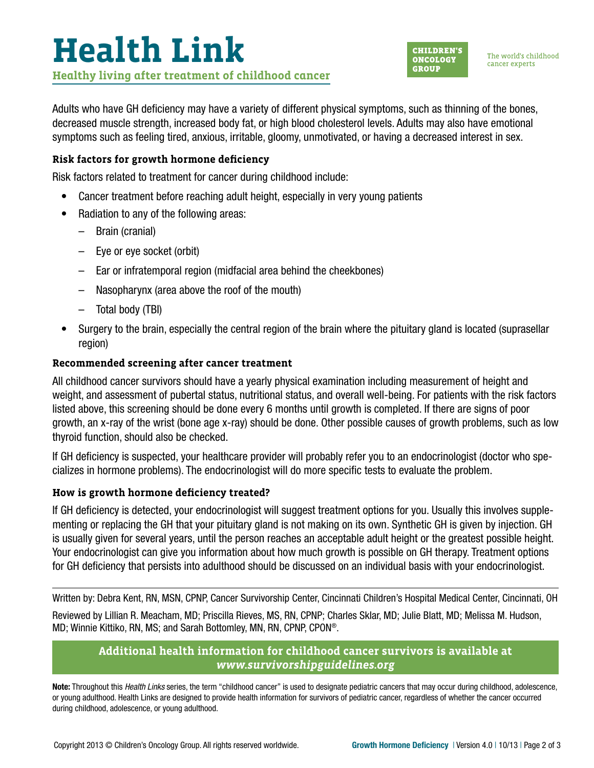Adults who have GH deficiency may have a variety of different physical symptoms, such as thinning of the bones, decreased muscle strength, increased body fat, or high blood cholesterol levels. Adults may also have emotional symptoms such as feeling tired, anxious, irritable, gloomy, unmotivated, or having a decreased interest in sex.

### Risk factors for growth hormone deficiency

Risk factors related to treatment for cancer during childhood include:

- Cancer treatment before reaching adult height, especially in very young patients
- Radiation to any of the following areas:
  - Brain (cranial)
  - Eye or eye socket (orbit)
  - Ear or infratemporal region (midfacial area behind the cheekbones)
  - Nasopharynx (area above the roof of the mouth)
  - Total body (TBI)
- Surgery to the brain, especially the central region of the brain where the pituitary gland is located (suprasellar region)

### Recommended screening after cancer treatment

All childhood cancer survivors should have a yearly physical examination including measurement of height and weight, and assessment of pubertal status, nutritional status, and overall well-being. For patients with the risk factors listed above, this screening should be done every 6 months until growth is completed. If there are signs of poor growth, an x-ray of the wrist (bone age x-ray) should be done. Other possible causes of growth problems, such as low thyroid function, should also be checked.

If GH deficiency is suspected, your healthcare provider will probably refer you to an endocrinologist (doctor who specializes in hormone problems). The endocrinologist will do more specific tests to evaluate the problem.

### How is growth hormone deficiency treated?

If GH deficiency is detected, your endocrinologist will suggest treatment options for you. Usually this involves supplementing or replacing the GH that your pituitary gland is not making on its own. Synthetic GH is given by injection. GH is usually given for several years, until the person reaches an acceptable adult height or the greatest possible height. Your endocrinologist can give you information about how much growth is possible on GH therapy. Treatment options for GH deficiency that persists into adulthood should be discussed on an individual basis with your endocrinologist.

---

Written by: Debra Kent, RN, MSN, CPNP, Cancer Survivorship Center, Cincinnati Children's Hospital Medical Center, Cincinnati, OH

Reviewed by Lillian R. Meacham, MD; Priscilla Rieves, MS, RN, CPNP; Charles Sklar, MD; Julie Blatt, MD; Melissa M. Hudson, MD; Winnie Kittiko, RN, MS; and Sarah Bottomley, MN, RN, CPNP, CPON®.

**Additional health information for childhood cancer survivors is available at *www.survivorshipguidelines.org***

**Note:** Throughout this *Health Links* series, the term "childhood cancer" is used to designate pediatric cancers that may occur during childhood, adolescence, or young adulthood. Health Links are designed to provide health information for survivors of pediatric cancer, regardless of whether the cancer occurred during childhood, adolescence, or young adulthood.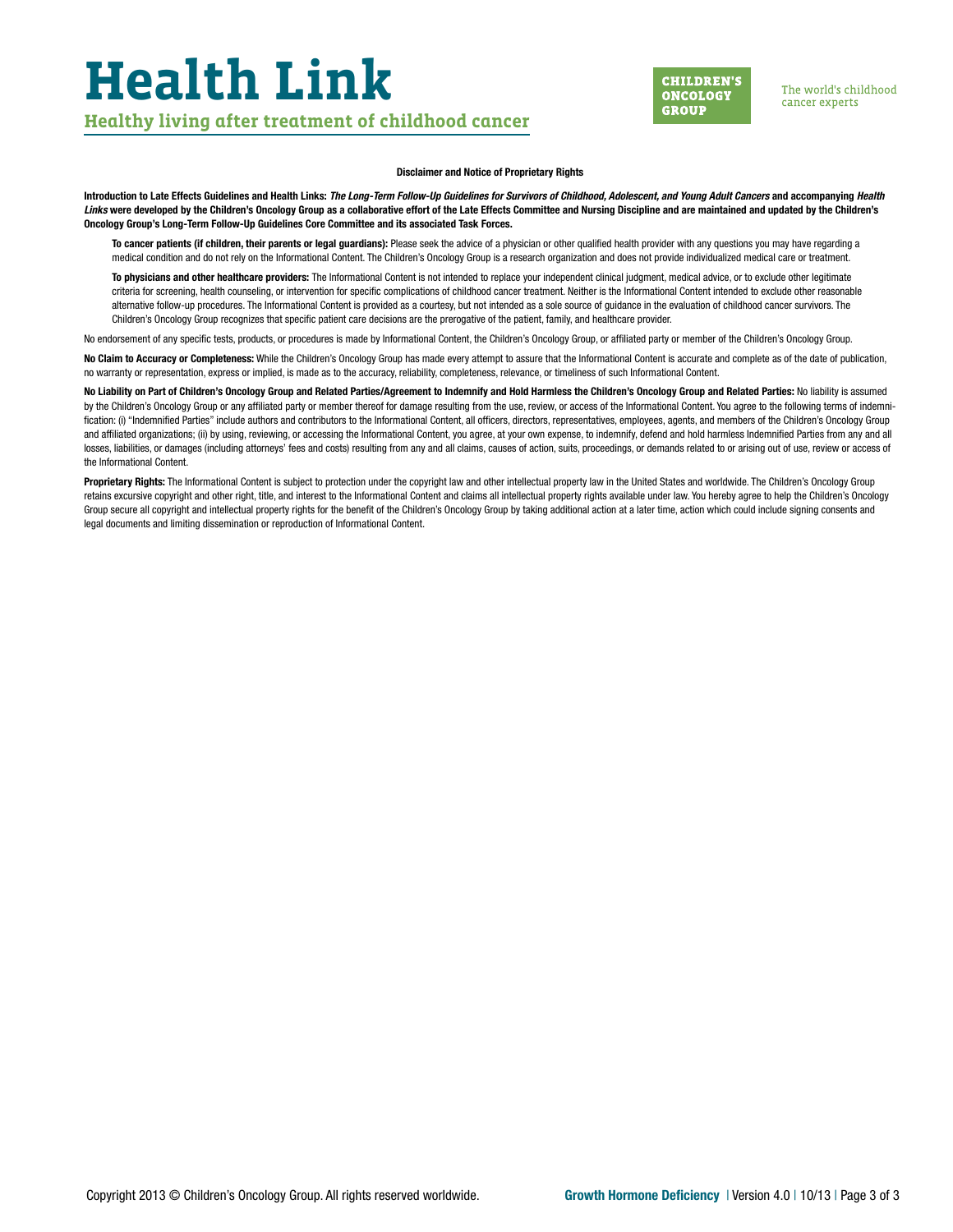# Health Link

## Healthy living after treatment of childhood cancer

CHILDREN'S ONCOLOGY GROUP

The world's childhood cancer experts

**Disclaimer and Notice of Proprietary Rights**

**Introduction to Late Effects Guidelines and Health Links: *The Long-Term Follow-Up Guidelines for Survivors of Childhood, Adolescent, and Young Adult Cancers* and accompanying *Health Links* were developed by the Children's Oncology Group as a collaborative effort of the Late Effects Committee and Nursing Discipline and are maintained and updated by the Children's Oncology Group's Long-Term Follow-Up Guidelines Core Committee and its associated Task Forces.**

**To cancer patients (if children, their parents or legal guardians):** Please seek the advice of a physician or other qualified health provider with any questions you may have regarding a medical condition and do not rely on the Informational Content. The Children's Oncology Group is a research organization and does not provide individualized medical care or treatment.

**To physicians and other healthcare providers:** The Informational Content is not intended to replace your independent clinical judgment, medical advice, or to exclude other legitimate criteria for screening, health counseling, or intervention for specific complications of childhood cancer treatment. Neither is the Informational Content intended to exclude other reasonable alternative follow-up procedures. The Informational Content is provided as a courtesy, but not intended as a sole source of guidance in the evaluation of childhood cancer survivors. The Children's Oncology Group recognizes that specific patient care decisions are the prerogative of the patient, family, and healthcare provider.

No endorsement of any specific tests, products, or procedures is made by Informational Content, the Children's Oncology Group, or affiliated party or member of the Children's Oncology Group.

**No Claim to Accuracy or Completeness:** While the Children's Oncology Group has made every attempt to assure that the Informational Content is accurate and complete as of the date of publication, no warranty or representation, express or implied, is made as to the accuracy, reliability, completeness, relevance, or timeliness of such Informational Content.

**No Liability on Part of Children's Oncology Group and Related Parties/Agreement to Indemnify and Hold Harmless the Children's Oncology Group and Related Parties:** No liability is assumed by the Children's Oncology Group or any affiliated party or member thereof for damage resulting from the use, review, or access of the Informational Content. You agree to the following terms of indemnification: (i) "Indemnified Parties" include authors and contributors to the Informational Content, all officers, directors, representatives, employees, agents, and members of the Children's Oncology Group and affiliated organizations; (ii) by using, reviewing, or accessing the Informational Content, you agree, at your own expense, to indemnify, defend and hold harmless Indemnified Parties from any and all losses, liabilities, or damages (including attorneys' fees and costs) resulting from any and all claims, causes of action, suits, proceedings, or demands related to or arising out of use, review or access of the Informational Content.

**Proprietary Rights:** The Informational Content is subject to protection under the copyright law and other intellectual property law in the United States and worldwide. The Children's Oncology Group retains excursive copyright and other right, title, and interest to the Informational Content and claims all intellectual property rights available under law. You hereby agree to help the Children's Oncology Group secure all copyright and intellectual property rights for the benefit of the Children's Oncology Group by taking additional action at a later time, action which could include signing consents and legal documents and limiting dissemination or reproduction of Informational Content.

Copyright 2013 © Children's Oncology Group. All rights reserved worldwide.